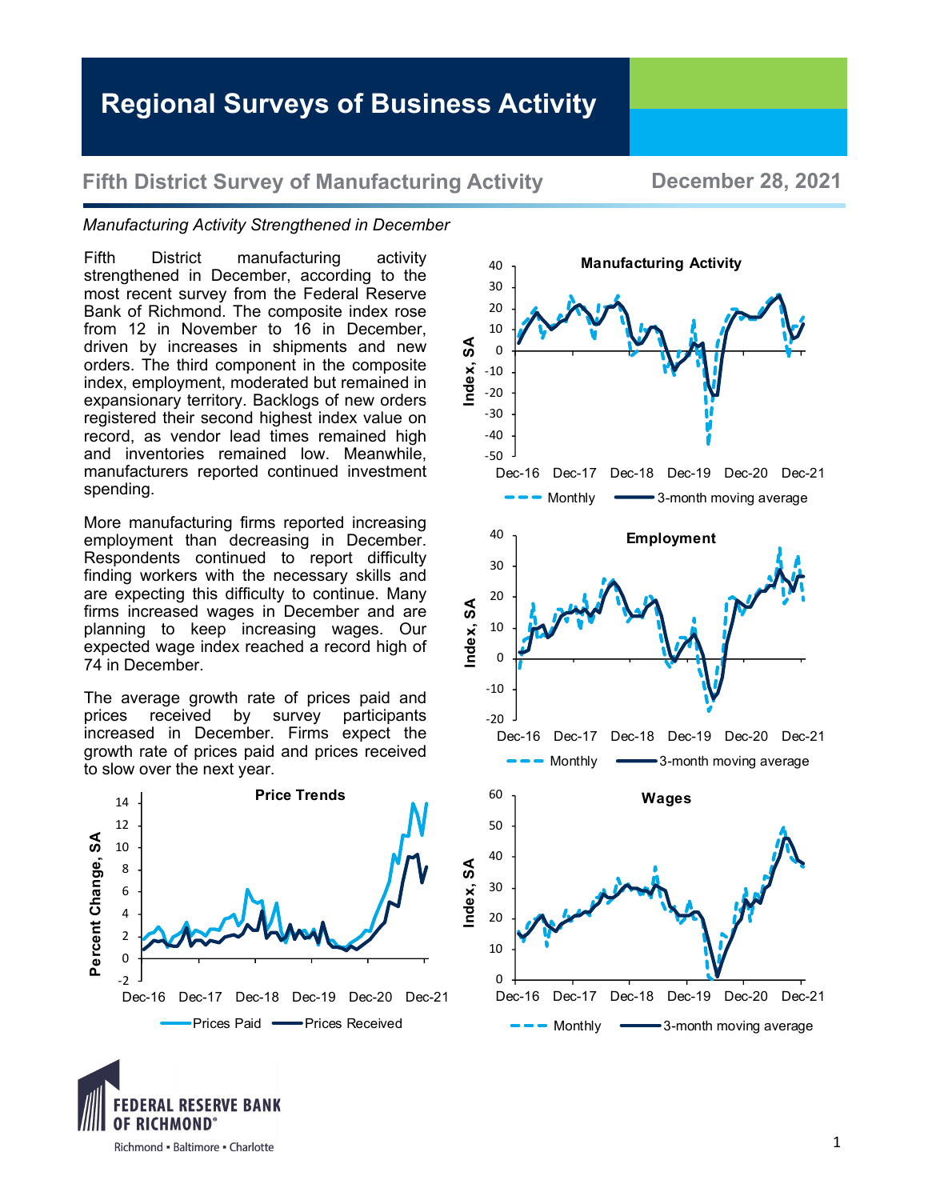# Regional Surveys of Business Activity

## Fifth District Survey of Manufacturing Activity

**December 28, 2021**

*Manufacturing Activity Strengthened in December*

Fifth District manufacturing activity strengthened in December, according to the most recent survey from the Federal Reserve Bank of Richmond. The composite index rose from 12 in November to 16 in December, driven by increases in shipments and new orders. The third component in the composite index, employment, moderated but remained in expansionary territory. Backlogs of new orders registered their second highest index value on record, as vendor lead times remained high and inventories remained low. Meanwhile, manufacturers reported continued investment spending.

More manufacturing firms reported increasing employment than decreasing in December. Respondents continued to report difficulty finding workers with the necessary skills and are expecting this difficulty to continue. Many firms increased wages in December and are planning to keep increasing wages. Our expected wage index reached a record high of 74 in December.

The average growth rate of prices paid and prices received by survey participants increased in December. Firms expect the growth rate of prices paid and prices received to slow over the next year.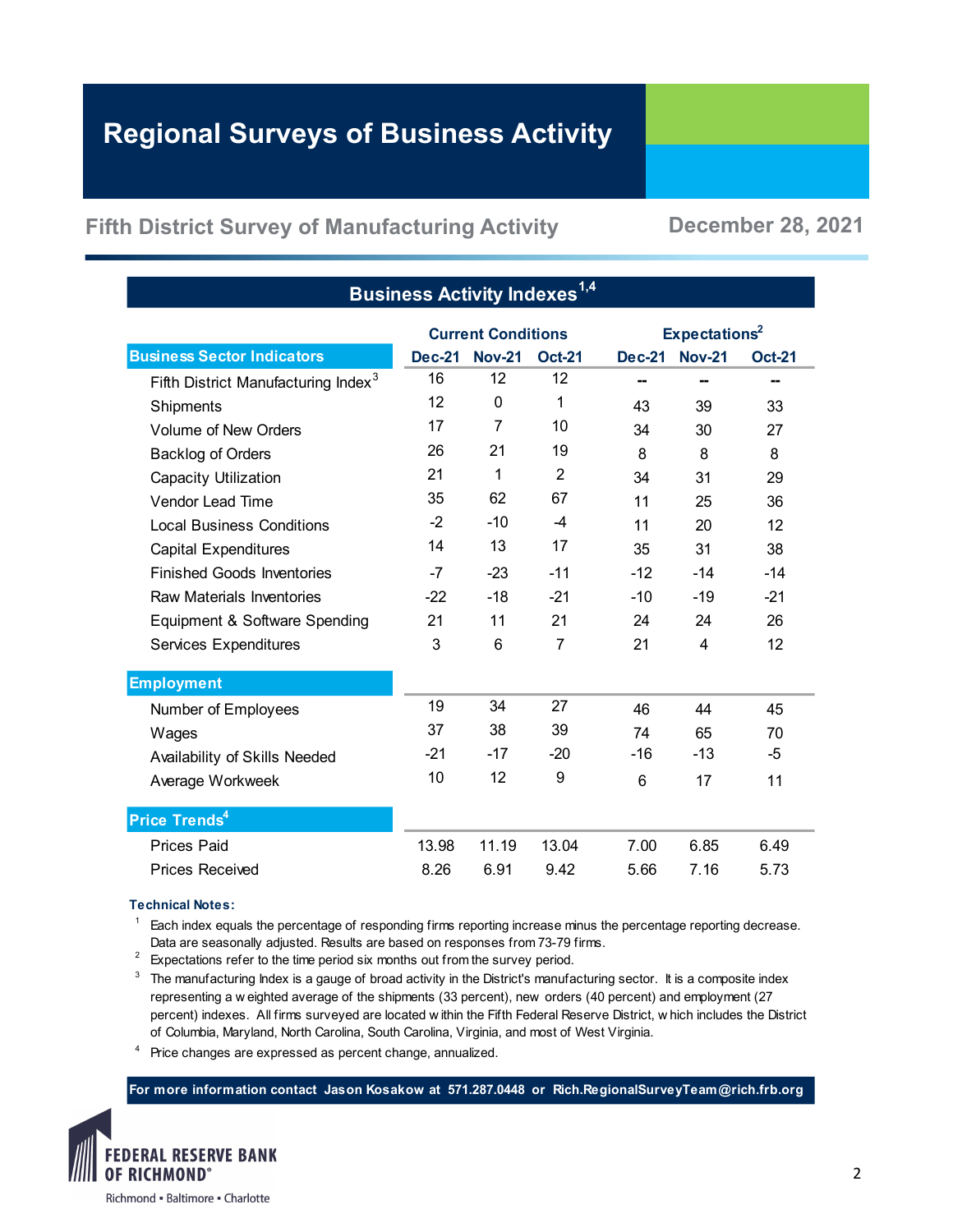# Regional Surveys of Business Activity

## Fifth District Survey of Manufacturing Activity

December 28, 2021

### Business Activity Indexes[1,4]

| Business Sector Indicators | Current Conditions | | | Expectations[2] | | |
|---|---|---|---|---|---|---|
| | Dec-21 | Nov-21 | Oct-21 | Dec-21 | Nov-21 | Oct-21 |
| Fifth District Manufacturing Index[3] | 16 | 12 | 12 | -- | -- | -- |
| Shipments | 12 | 0 | 1 | 43 | 39 | 33 |
| Volume of New Orders | 17 | 7 | 10 | 34 | 30 | 27 |
| Backlog of Orders | 26 | 21 | 19 | 8 | 8 | 8 |
| Capacity Utilization | 21 | 1 | 2 | 34 | 31 | 29 |
| Vendor Lead Time | 35 | 62 | 67 | 11 | 25 | 36 |
| Local Business Conditions | -2 | -10 | -4 | 11 | 20 | 12 |
| Capital Expenditures | 14 | 13 | 17 | 35 | 31 | 38 |
| Finished Goods Inventories | -7 | -23 | -11 | -12 | -14 | -14 |
| Raw Materials Inventories | -22 | -18 | -21 | -10 | -19 | -21 |
| Equipment & Software Spending | 21 | 11 | 21 | 24 | 24 | 26 |
| Services Expenditures | 3 | 6 | 7 | 21 | 4 | 12 |
| **Employment** | | | | | | |
| Number of Employees | 19 | 34 | 27 | 46 | 44 | 45 |
| Wages | 37 | 38 | 39 | 74 | 65 | 70 |
| Availability of Skills Needed | -21 | -17 | -20 | -16 | -13 | -5 |
| Average Workweek | 10 | 12 | 9 | 6 | 17 | 11 |
| **Price Trends[4]** | | | | | | |
| Prices Paid | 13.98 | 11.19 | 13.04 | 7.00 | 6.85 | 6.49 |
| Prices Received | 8.26 | 6.91 | 9.42 | 5.66 | 7.16 | 5.73 |

**Technical Notes:**

1. Each index equals the percentage of responding firms reporting increase minus the percentage reporting decrease. Data are seasonally adjusted. Results are based on responses from 73-79 firms.
2. Expectations refer to the time period six months out from the survey period.
3. The manufacturing Index is a gauge of broad activity in the District's manufacturing sector. It is a composite index representing a weighted average of the shipments (33 percent), new orders (40 percent) and employment (27 percent) indexes. All firms surveyed are located within the Fifth Federal Reserve District, which includes the District of Columbia, Maryland, North Carolina, South Carolina, Virginia, and most of West Virginia.
4. Price changes are expressed as percent change, annualized.

**For more information contact Jason Kosakow at 571.287.0448 or Rich.RegionalSurveyTeam@rich.frb.org**

FEDERAL RESERVE BANK OF RICHMOND®

Richmond • Baltimore • Charlotte